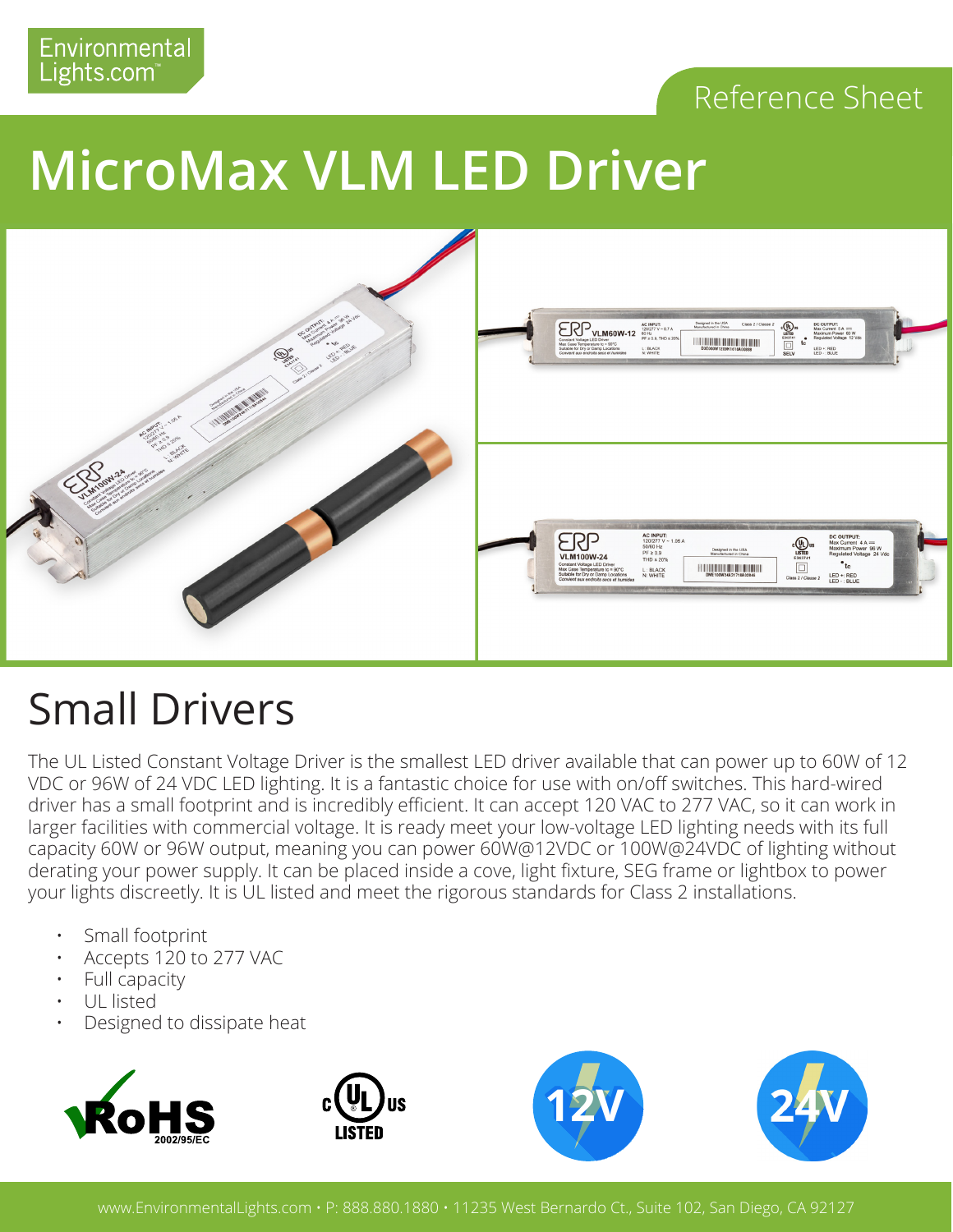Environmental Lights.com™

Reference Sheet

# MicroMax VLM LED Driver

## Small Drivers

The UL Listed Constant Voltage Driver is the smallest LED driver available that can power up to 60W of 12 VDC or 96W of 24 VDC LED lighting. It is a fantastic choice for use with on/off switches. This hard-wired driver has a small footprint and is incredibly efficient. It can accept 120 VAC to 277 VAC, so it can work in larger facilities with commercial voltage. It is ready meet your low-voltage LED lighting needs with its full capacity 60W or 96W output, meaning you can power 60W@12VDC or 100W@24VDC of lighting without derating your power supply. It can be placed inside a cove, light fixture, SEG frame or lightbox to power your lights discreetly. It is UL listed and meet the rigorous standards for Class 2 installations.

- Small footprint
- Accepts 120 to 277 VAC
- Full capacity
- UL listed
- Designed to dissipate heat

www.EnvironmentalLights.com • P: 888.880.1880 • 11235 West Bernardo Ct., Suite 102, San Diego, CA 92127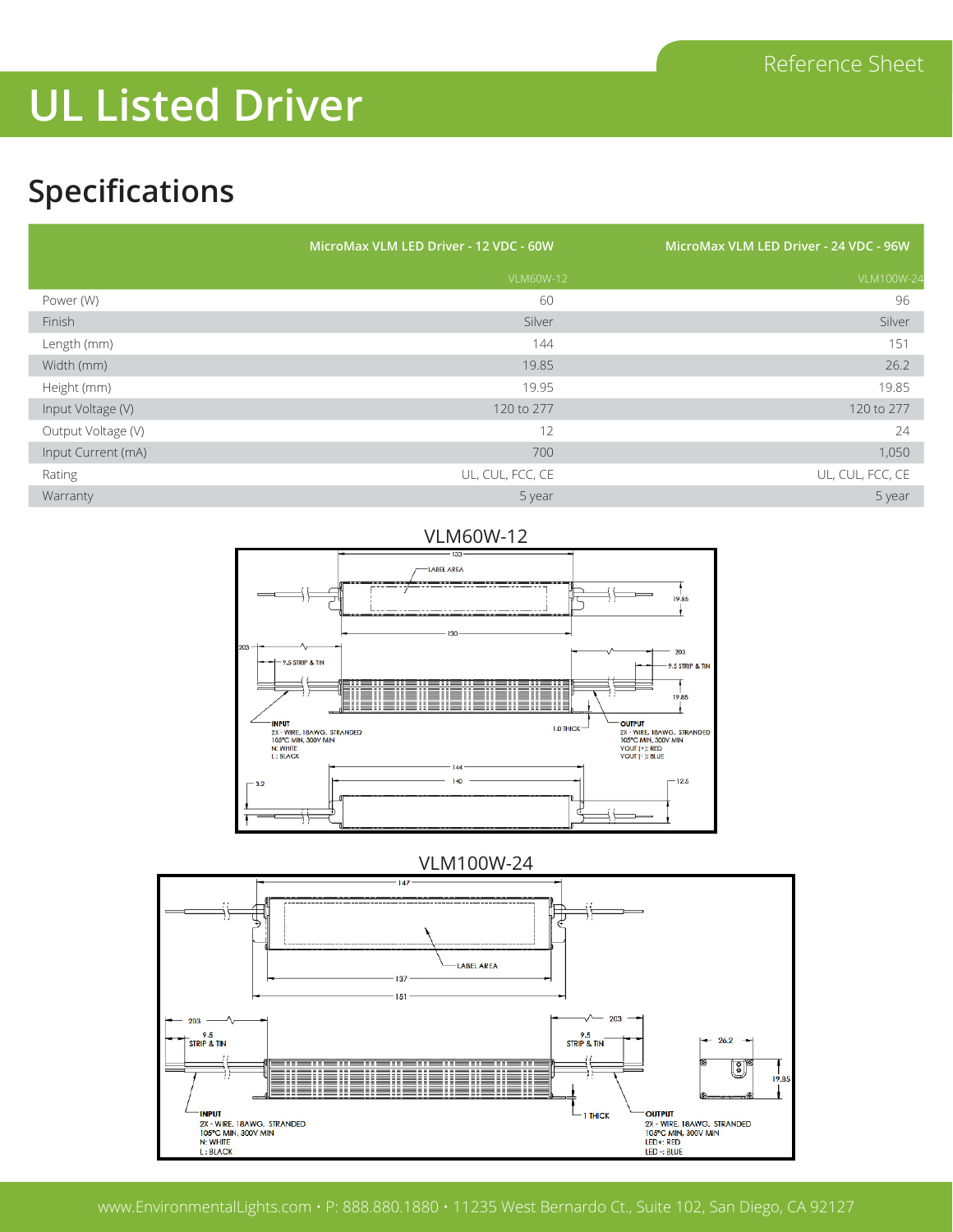# UL Listed Driver

Reference Sheet

## Specifications

| | MicroMax VLM LED Driver - 12 VDC - 60W | MicroMax VLM LED Driver - 24 VDC - 96W |
|---|---|---|
| | VLM60W-12 | VLM100W-24 |
| Power (W) | 60 | 96 |
| Finish | Silver | Silver |
| Length (mm) | 144 | 151 |
| Width (mm) | 19.85 | 26.2 |
| Height (mm) | 19.95 | 19.85 |
| Input Voltage (V) | 120 to 277 | 120 to 277 |
| Output Voltage (V) | 12 | 24 |
| Input Current (mA) | 700 | 1,050 |
| Rating | UL, CUL, FCC, CE | UL, CUL, FCC, CE |
| Warranty | 5 year | 5 year |

VLM60W-12

133
LABEL AREA
19.85
130
203
9.5 STRIP & TIN
203
9.5 STRIP & TIN
19.85
INPUT
2X - WIRE, 18AWG, STRANDED
105°C MIN, 300V MIN
N: WHITE
L: BLACK
1.0 THICK
OUTPUT
2X - WIRE, 18AWG, STRANDED
105°C MIN, 300V MIN
VOUT (+): RED
VOUT (-): BLUE
144
140
3.2
12.5

VLM100W-24

147
LABEL AREA
137
151
203
9.5
STRIP & TIN
203
9.5
STRIP & TIN
26.2
19.85
INPUT
2X - WIRE, 18AWG, STRANDED
105°C MIN, 300V MIN
N: WHITE
L: BLACK
1 THICK
OUTPUT
2X - WIRE, 18AWG, STRANDED
105°C MIN, 300V MIN
LED+: RED
LED-: BLUE

www.EnvironmentalLights.com • P: 888.880.1880 • 11235 West Bernardo Ct., Suite 102, San Diego, CA 92127